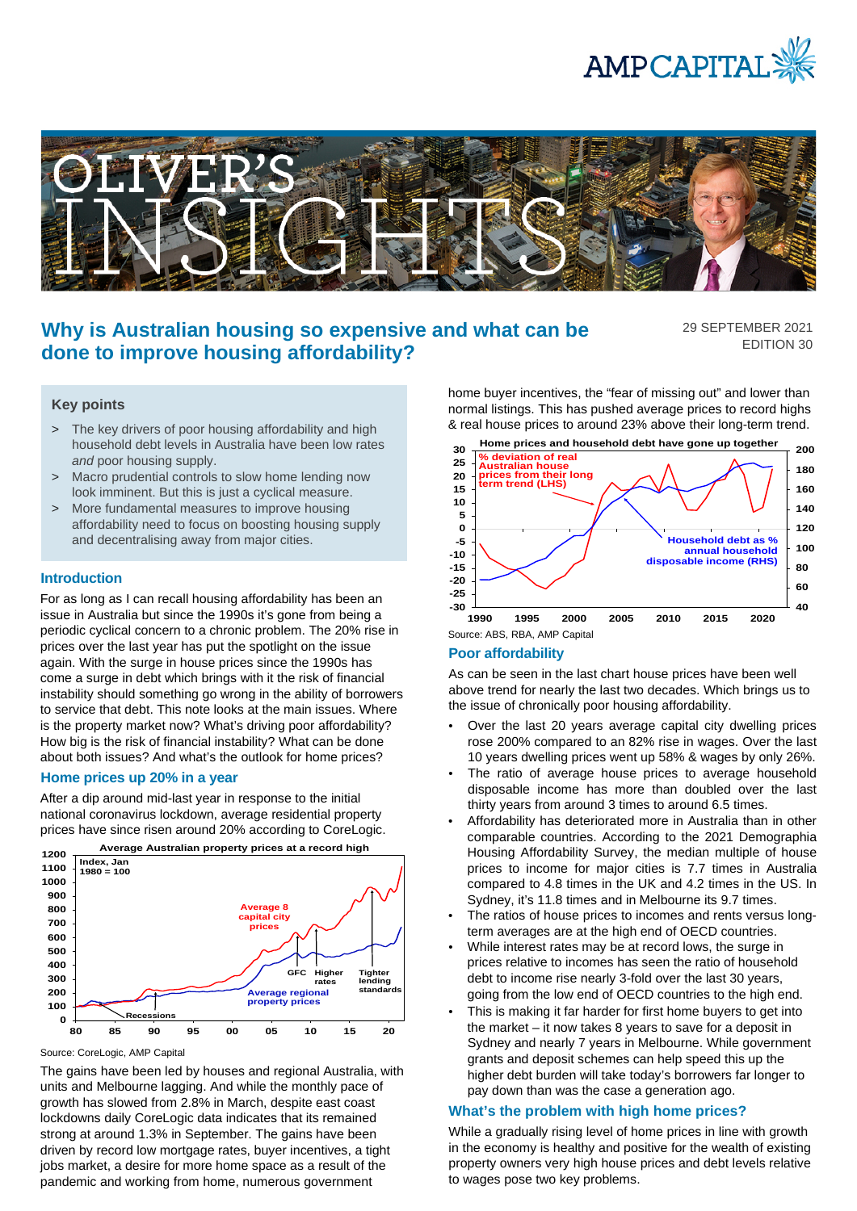# Why is Australian housing so expensive and what can be done to improve housing affordability?

29 SEPTEMBER 2021
EDITION 30

## Key points

- The key drivers of poor housing affordability and high household debt levels in Australia have been low rates *and* poor housing supply.
- Macro prudential controls to slow home lending now look imminent. But this is just a cyclical measure.
- More fundamental measures to improve housing affordability need to focus on boosting housing supply and decentralising away from major cities.

## Introduction

For as long as I can recall housing affordability has been an issue in Australia but since the 1990s it's gone from being a periodic cyclical concern to a chronic problem. The 20% rise in prices over the last year has put the spotlight on the issue again. With the surge in house prices since the 1990s has come a surge in debt which brings with it the risk of financial instability should something go wrong in the ability of borrowers to service that debt. This note looks at the main issues. Where is the property market now? What's driving poor affordability? How big is the risk of financial instability? What can be done about both issues? And what's the outlook for home prices?

## Home prices up 20% in a year

After a dip around mid-last year in response to the initial national coronavirus lockdown, average residential property prices have since risen around 20% according to CoreLogic.

Average Australian property prices at a record high

Source: CoreLogic, AMP Capital

The gains have been led by houses and regional Australia, with units and Melbourne lagging. And while the monthly pace of growth has slowed from 2.8% in March, despite east coast lockdowns daily CoreLogic data indicates that its remained strong at around 1.3% in September. The gains have been driven by record low mortgage rates, buyer incentives, a tight jobs market, a desire for more home space as a result of the pandemic and working from home, numerous government home buyer incentives, the "fear of missing out" and lower than normal listings. This has pushed average prices to record highs & real house prices to around 23% above their long-term trend.

Home prices and household debt have gone up together

Source: ABS, RBA, AMP Capital

## Poor affordability

As can be seen in the last chart house prices have been well above trend for nearly the last two decades. Which brings us to the issue of chronically poor housing affordability.

- Over the last 20 years average capital city dwelling prices rose 200% compared to an 82% rise in wages. Over the last 10 years dwelling prices went up 58% & wages by only 26%.
- The ratio of average house prices to average household disposable income has more than doubled over the last thirty years from around 3 times to around 6.5 times.
- Affordability has deteriorated more in Australia than in other comparable countries. According to the 2021 Demographia Housing Affordability Survey, the median multiple of house prices to income for major cities is 7.7 times in Australia compared to 4.8 times in the UK and 4.2 times in the US. In Sydney, it's 11.8 times and in Melbourne its 9.7 times.
- The ratios of house prices to incomes and rents versus long-term averages are at the high end of OECD countries.
- While interest rates may be at record lows, the surge in prices relative to incomes has seen the ratio of household debt to income rise nearly 3-fold over the last 30 years, going from the low end of OECD countries to the high end.
- This is making it far harder for first home buyers to get into the market – it now takes 8 years to save for a deposit in Sydney and nearly 7 years in Melbourne. While government grants and deposit schemes can help speed this up the higher debt burden will take today's borrowers far longer to pay down than was the case a generation ago.

## What's the problem with high home prices?

While a gradually rising level of home prices in line with growth in the economy is healthy and positive for the wealth of existing property owners very high house prices and debt levels relative to wages pose two key problems.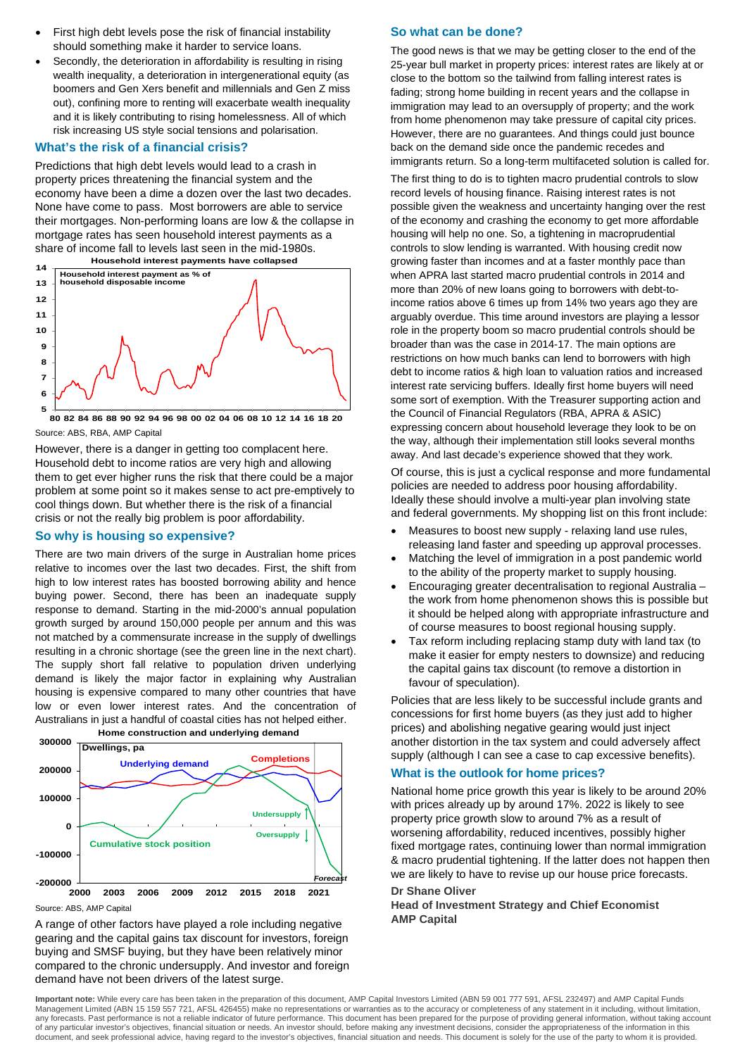- First high debt levels pose the risk of financial instability should something make it harder to service loans.
- Secondly, the deterioration in affordability is resulting in rising wealth inequality, a deterioration in intergenerational equity (as boomers and Gen Xers benefit and millennials and Gen Z miss out), confining more to renting will exacerbate wealth inequality and it is likely contributing to rising homelessness. All of which risk increasing US style social tensions and polarisation.

## What's the risk of a financial crisis?

Predictions that high debt levels would lead to a crash in property prices threatening the financial system and the economy have been a dime a dozen over the last two decades. None have come to pass. Most borrowers are able to service their mortgages. Non-performing loans are low & the collapse in mortgage rates has seen household interest payments as a share of income fall to levels last seen in the mid-1980s.

Household interest payments have collapsed

Household interest payment as % of household disposable income

14
13
12
11
10
9
8
7
6
5

80 82 84 86 88 90 92 94 96 98 00 02 04 06 08 10 12 14 16 18 20

Source: ABS, RBA, AMP Capital

However, there is a danger in getting too complacent here. Household debt to income ratios are very high and allowing them to get ever higher runs the risk that there could be a major problem at some point so it makes sense to act pre-emptively to cool things down. But whether there is the risk of a financial crisis or not the really big problem is poor affordability.

## So why is housing so expensive?

There are two main drivers of the surge in Australian home prices relative to incomes over the last two decades. First, the shift from high to low interest rates has boosted borrowing ability and hence buying power. Second, there has been an inadequate supply response to demand. Starting in the mid-2000's annual population growth surged by around 150,000 people per annum and this was not matched by a commensurate increase in the supply of dwellings resulting in a chronic shortage (see the green line in the next chart). The supply short fall relative to population driven underlying demand is likely the major factor in explaining why Australian housing is expensive compared to many other countries that have low or even lower interest rates. And the concentration of Australians in just a handful of coastal cities has not helped either.

Home construction and underlying demand

Dwellings, pa

Underlying demand

Completions

Undersupply

Oversupply

Cumulative stock position

Forecast

300000
200000
100000
0
-100000
-200000

2000 2003 2006 2009 2012 2015 2018 2021

Source: ABS, AMP Capital

A range of other factors have played a role including negative gearing and the capital gains tax discount for investors, foreign buying and SMSF buying, but they have been relatively minor compared to the chronic undersupply. And investor and foreign demand have not been drivers of the latest surge.

## So what can be done?

The good news is that we may be getting closer to the end of the 25-year bull market in property prices: interest rates are likely at or close to the bottom so the tailwind from falling interest rates is fading; strong home building in recent years and the collapse in immigration may lead to an oversupply of property; and the work from home phenomenon may take pressure of capital city prices. However, there are no guarantees. And things could just bounce back on the demand side once the pandemic recedes and immigrants return. So a long-term multifaceted solution is called for.

The first thing to do is to tighten macro prudential controls to slow record levels of housing finance. Raising interest rates is not possible given the weakness and uncertainty hanging over the rest of the economy and crashing the economy to get more affordable housing will help no one. So, a tightening in macroprudential controls to slow lending is warranted. With housing credit now growing faster than incomes and at a faster monthly pace than when APRA last started macro prudential controls in 2014 and more than 20% of new loans going to borrowers with debt-to-income ratios above 6 times up from 14% two years ago they are arguably overdue. This time around investors are playing a lessor role in the property boom so macro prudential controls should be broader than was the case in 2014-17. The main options are restrictions on how much banks can lend to borrowers with high debt to income ratios & high loan to valuation ratios and increased interest rate servicing buffers. Ideally first home buyers will need some sort of exemption. With the Treasurer supporting action and the Council of Financial Regulators (RBA, APRA & ASIC) expressing concern about household leverage they look to be on the way, although their implementation still looks several months away. And last decade's experience showed that they work.

Of course, this is just a cyclical response and more fundamental policies are needed to address poor housing affordability. Ideally these should involve a multi-year plan involving state and federal governments. My shopping list on this front include:

- Measures to boost new supply - relaxing land use rules, releasing land faster and speeding up approval processes.
- Matching the level of immigration in a post pandemic world to the ability of the property market to supply housing.
- Encouraging greater decentralisation to regional Australia – the work from home phenomenon shows this is possible but it should be helped along with appropriate infrastructure and of course measures to boost regional housing supply.
- Tax reform including replacing stamp duty with land tax (to make it easier for empty nesters to downsize) and reducing the capital gains tax discount (to remove a distortion in favour of speculation).

Policies that are less likely to be successful include grants and concessions for first home buyers (as they just add to higher prices) and abolishing negative gearing would just inject another distortion in the tax system and could adversely affect supply (although I can see a case to cap excessive benefits).

## What is the outlook for home prices?

National home price growth this year is likely to be around 20% with prices already up by around 17%. 2022 is likely to see property price growth slow to around 7% as a result of worsening affordability, reduced incentives, possibly higher fixed mortgage rates, continuing lower than normal immigration & macro prudential tightening. If the latter does not happen then we are likely to have to revise up our house price forecasts.

**Dr Shane Oliver**
**Head of Investment Strategy and Chief Economist**
**AMP Capital**

**Important note:** While every care has been taken in the preparation of this document, AMP Capital Investors Limited (ABN 59 001 777 591, AFSL 232497) and AMP Capital Funds Management Limited (ABN 15 159 557 721, AFSL 426455) make no representations or warranties as to the accuracy or completeness of any statement in it including, without limitation, any forecasts. Past performance is not a reliable indicator of future performance. This document has been prepared for the purpose of providing general information, without taking account of any particular investor's objectives, financial situation or needs. An investor should, before making any investment decisions, consider the appropriateness of the information in this document, and seek professional advice, having regard to the investor's objectives, financial situation and needs. This document is solely for the use of the party to whom it is provided.